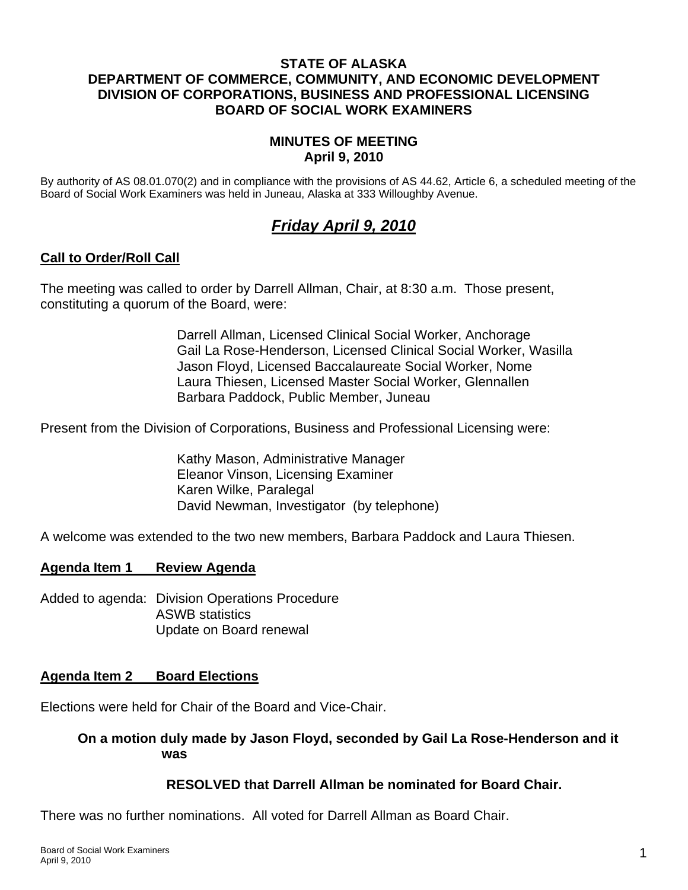**STATE OF ALASKA**
**DEPARTMENT OF COMMERCE, COMMUNITY, AND ECONOMIC DEVELOPMENT**
**DIVISION OF CORPORATIONS, BUSINESS AND PROFESSIONAL LICENSING**
**BOARD OF SOCIAL WORK EXAMINERS**

**MINUTES OF MEETING**
**April 9, 2010**

By authority of AS 08.01.070(2) and in compliance with the provisions of AS 44.62, Article 6, a scheduled meeting of the Board of Social Work Examiners was held in Juneau, Alaska at 333 Willoughby Avenue.

# ***Friday April 9, 2010***

## Call to Order/Roll Call

The meeting was called to order by Darrell Allman, Chair, at 8:30 a.m. Those present, constituting a quorum of the Board, were:

Darrell Allman, Licensed Clinical Social Worker, Anchorage
Gail La Rose-Henderson, Licensed Clinical Social Worker, Wasilla
Jason Floyd, Licensed Baccalaureate Social Worker, Nome
Laura Thiesen, Licensed Master Social Worker, Glennallen
Barbara Paddock, Public Member, Juneau

Present from the Division of Corporations, Business and Professional Licensing were:

Kathy Mason, Administrative Manager
Eleanor Vinson, Licensing Examiner
Karen Wilke, Paralegal
David Newman, Investigator (by telephone)

A welcome was extended to the two new members, Barbara Paddock and Laura Thiesen.

## Agenda Item 1 Review Agenda

Added to agenda: Division Operations Procedure
ASWB statistics
Update on Board renewal

## Agenda Item 2 Board Elections

Elections were held for Chair of the Board and Vice-Chair.

**On a motion duly made by Jason Floyd, seconded by Gail La Rose-Henderson and it was**

**RESOLVED that Darrell Allman be nominated for Board Chair.**

There was no further nominations. All voted for Darrell Allman as Board Chair.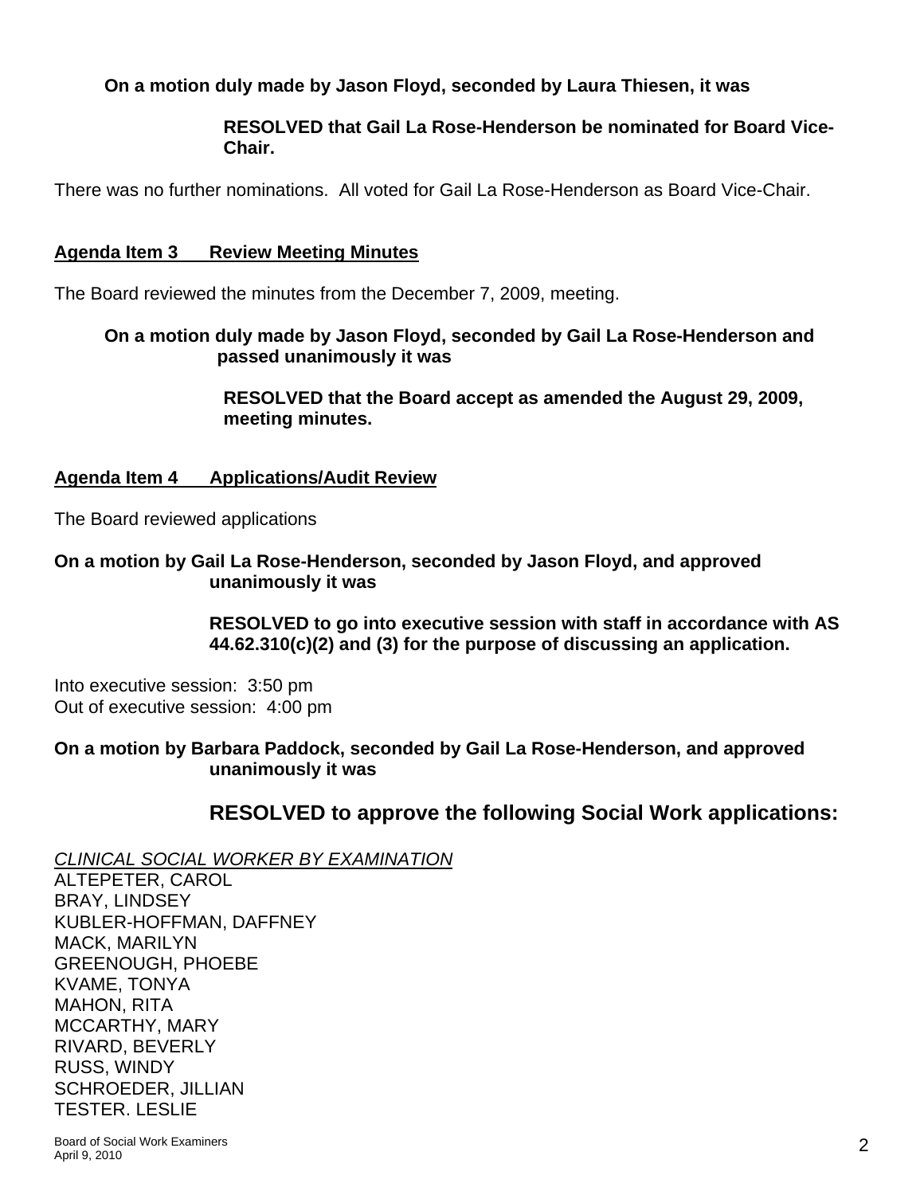**On a motion duly made by Jason Floyd, seconded by Laura Thiesen, it was**

> **RESOLVED that Gail La Rose-Henderson be nominated for Board Vice-Chair.**

There was no further nominations. All voted for Gail La Rose-Henderson as Board Vice-Chair.

## Agenda Item 3 Review Meeting Minutes

The Board reviewed the minutes from the December 7, 2009, meeting.

**On a motion duly made by Jason Floyd, seconded by Gail La Rose-Henderson and passed unanimously it was**

> **RESOLVED that the Board accept as amended the August 29, 2009, meeting minutes.**

## Agenda Item 4 Applications/Audit Review

The Board reviewed applications

**On a motion by Gail La Rose-Henderson, seconded by Jason Floyd, and approved unanimously it was**

> **RESOLVED to go into executive session with staff in accordance with AS 44.62.310(c)(2) and (3) for the purpose of discussing an application.**

Into executive session: 3:50 pm
Out of executive session: 4:00 pm

**On a motion by Barbara Paddock, seconded by Gail La Rose-Henderson, and approved unanimously it was**

> **RESOLVED to approve the following Social Work applications:**

*CLINICAL SOCIAL WORKER BY EXAMINATION*
ALTEPETER, CAROL
BRAY, LINDSEY
KUBLER-HOFFMAN, DAFFNEY
MACK, MARILYN
GREENOUGH, PHOEBE
KVAME, TONYA
MAHON, RITA
MCCARTHY, MARY
RIVARD, BEVERLY
RUSS, WINDY
SCHROEDER, JILLIAN
TESTER. LESLIE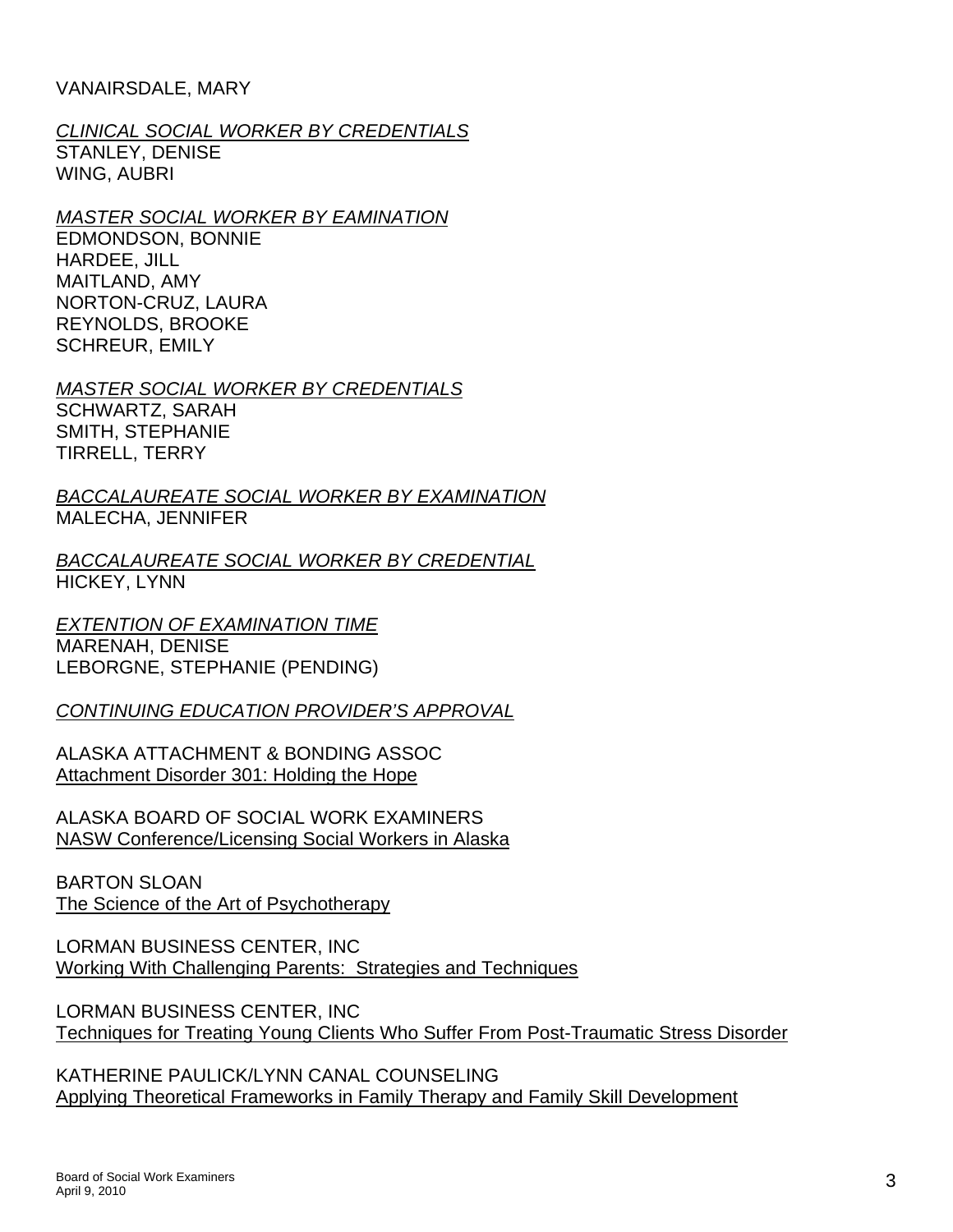VANAIRSDALE, MARY

*CLINICAL SOCIAL WORKER BY CREDENTIALS*
STANLEY, DENISE
WING, AUBRI

*MASTER SOCIAL WORKER BY EAMINATION*
EDMONDSON, BONNIE
HARDEE, JILL
MAITLAND, AMY
NORTON-CRUZ, LAURA
REYNOLDS, BROOKE
SCHREUR, EMILY

*MASTER SOCIAL WORKER BY CREDENTIALS*
SCHWARTZ, SARAH
SMITH, STEPHANIE
TIRRELL, TERRY

*BACCALAUREATE SOCIAL WORKER BY EXAMINATION*
MALECHA, JENNIFER

*BACCALAUREATE SOCIAL WORKER BY CREDENTIAL*
HICKEY, LYNN

*EXTENTION OF EXAMINATION TIME*
MARENAH, DENISE
LEBORGNE, STEPHANIE (PENDING)

*CONTINUING EDUCATION PROVIDER'S APPROVAL*

ALASKA ATTACHMENT & BONDING ASSOC
Attachment Disorder 301: Holding the Hope

ALASKA BOARD OF SOCIAL WORK EXAMINERS
NASW Conference/Licensing Social Workers in Alaska

BARTON SLOAN
The Science of the Art of Psychotherapy

LORMAN BUSINESS CENTER, INC
Working With Challenging Parents: Strategies and Techniques

LORMAN BUSINESS CENTER, INC
Techniques for Treating Young Clients Who Suffer From Post-Traumatic Stress Disorder

KATHERINE PAULICK/LYNN CANAL COUNSELING
Applying Theoretical Frameworks in Family Therapy and Family Skill Development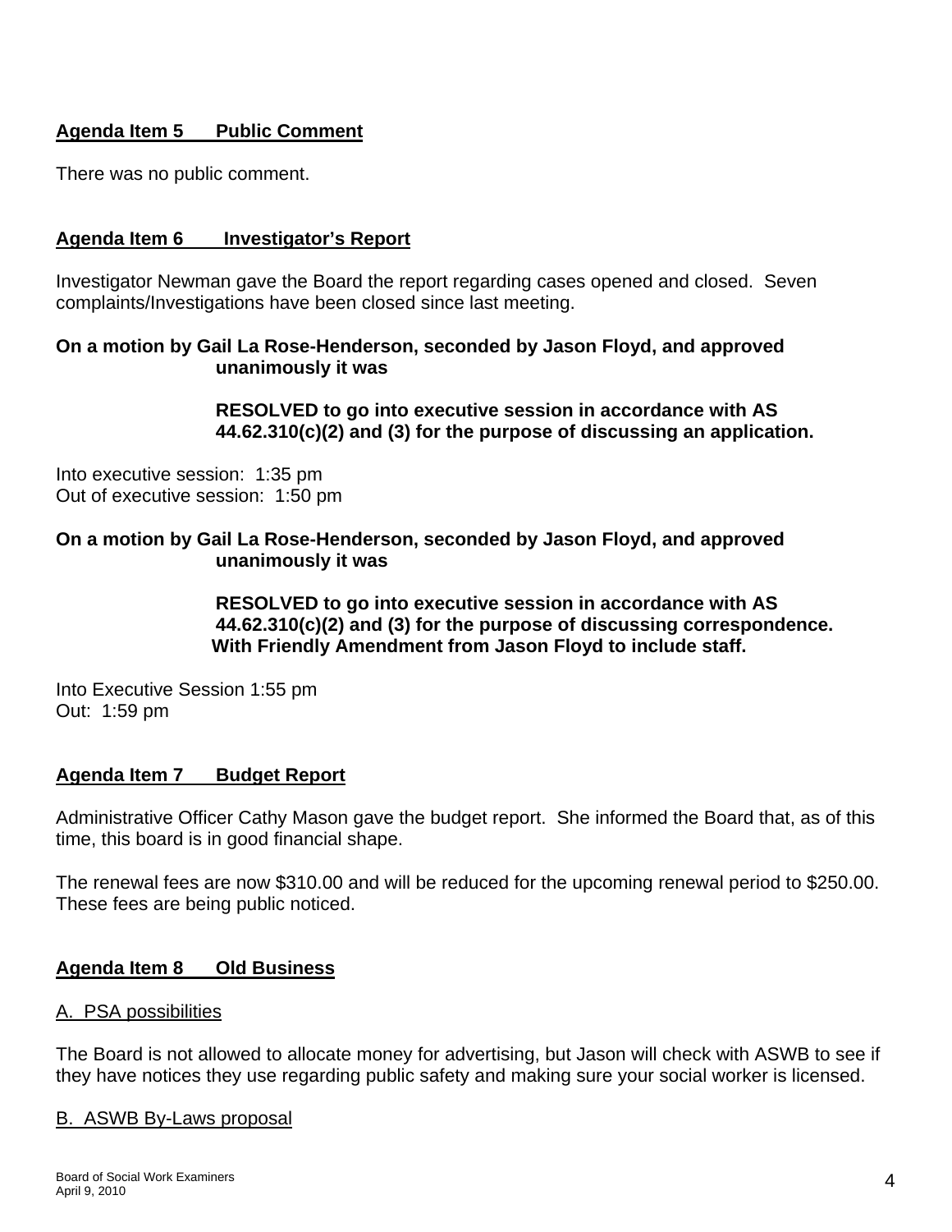**Agenda Item 5 Public Comment**

There was no public comment.

**Agenda Item 6 Investigator's Report**

Investigator Newman gave the Board the report regarding cases opened and closed. Seven complaints/Investigations have been closed since last meeting.

**On a motion by Gail La Rose-Henderson, seconded by Jason Floyd, and approved unanimously it was**

> **RESOLVED to go into executive session in accordance with AS 44.62.310(c)(2) and (3) for the purpose of discussing an application.**

Into executive session: 1:35 pm
Out of executive session: 1:50 pm

**On a motion by Gail La Rose-Henderson, seconded by Jason Floyd, and approved unanimously it was**

> **RESOLVED to go into executive session in accordance with AS 44.62.310(c)(2) and (3) for the purpose of discussing correspondence. With Friendly Amendment from Jason Floyd to include staff.**

Into Executive Session 1:55 pm
Out: 1:59 pm

**Agenda Item 7 Budget Report**

Administrative Officer Cathy Mason gave the budget report. She informed the Board that, as of this time, this board is in good financial shape.

The renewal fees are now $310.00 and will be reduced for the upcoming renewal period to $250.00. These fees are being public noticed.

**Agenda Item 8 Old Business**

A. PSA possibilities

The Board is not allowed to allocate money for advertising, but Jason will check with ASWB to see if they have notices they use regarding public safety and making sure your social worker is licensed.

B. ASWB By-Laws proposal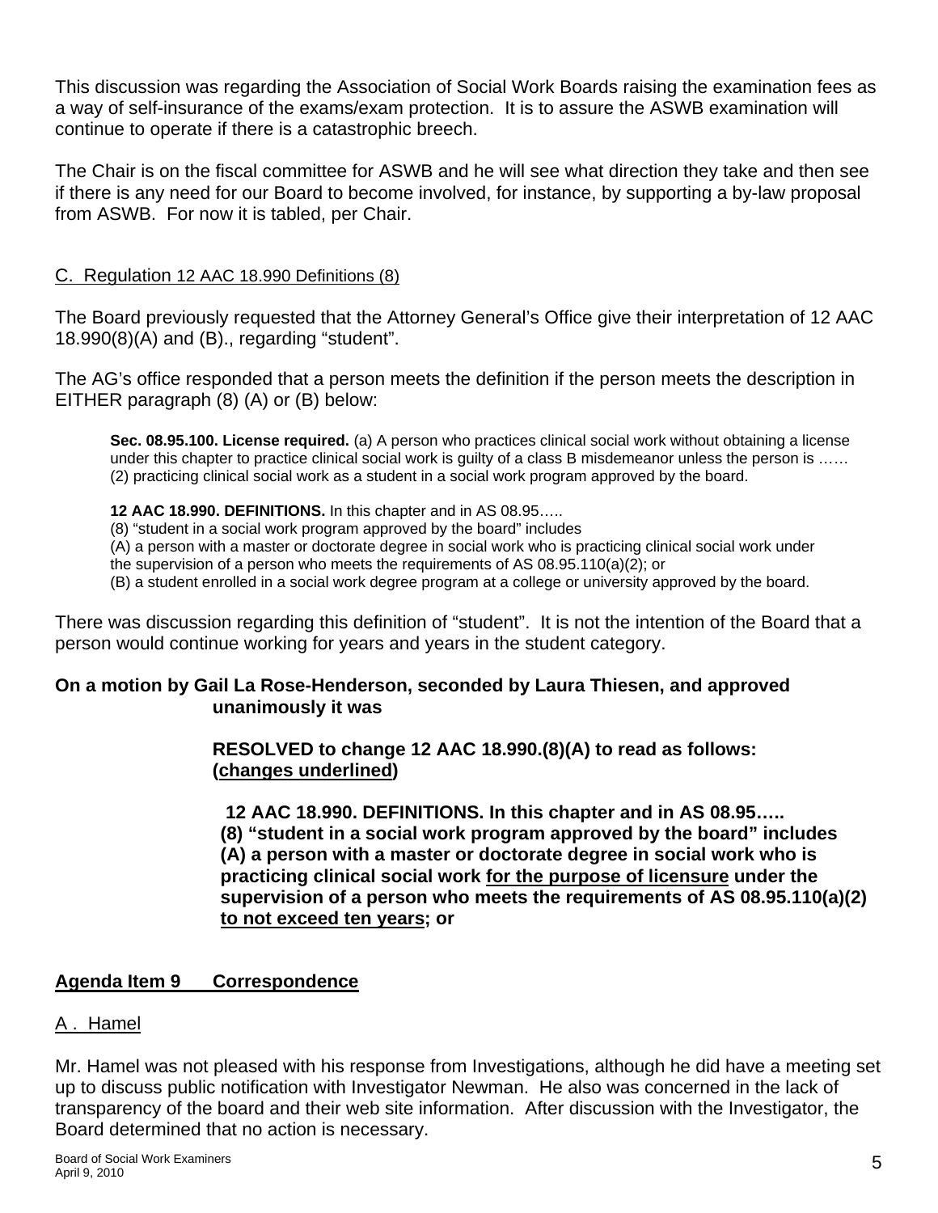This discussion was regarding the Association of Social Work Boards raising the examination fees as a way of self-insurance of the exams/exam protection. It is to assure the ASWB examination will continue to operate if there is a catastrophic breech.

The Chair is on the fiscal committee for ASWB and he will see what direction they take and then see if there is any need for our Board to become involved, for instance, by supporting a by-law proposal from ASWB. For now it is tabled, per Chair.

<u>C. Regulation 12 AAC 18.990 Definitions (8)</u>

The Board previously requested that the Attorney General's Office give their interpretation of 12 AAC 18.990(8)(A) and (B)., regarding "student".

The AG's office responded that a person meets the definition if the person meets the description in EITHER paragraph (8) (A) or (B) below:

> **Sec. 08.95.100. License required.** (a) A person who practices clinical social work without obtaining a license under this chapter to practice clinical social work is guilty of a class B misdemeanor unless the person is …… (2) practicing clinical social work as a student in a social work program approved by the board.
>
> **12 AAC 18.990. DEFINITIONS.** In this chapter and in AS 08.95…..
> (8) "student in a social work program approved by the board" includes
> (A) a person with a master or doctorate degree in social work who is practicing clinical social work under the supervision of a person who meets the requirements of AS 08.95.110(a)(2); or
> (B) a student enrolled in a social work degree program at a college or university approved by the board.

There was discussion regarding this definition of "student". It is not the intention of the Board that a person would continue working for years and years in the student category.

**On a motion by Gail La Rose-Henderson, seconded by Laura Thiesen, and approved unanimously it was**

> **RESOLVED to change 12 AAC 18.990.(8)(A) to read as follows: (<u>changes underlined</u>)**
>
> **12 AAC 18.990. DEFINITIONS. In this chapter and in AS 08.95…..**
> **(8) "student in a social work program approved by the board" includes**
> **(A) a person with a master or doctorate degree in social work who is practicing clinical social work <u>for the purpose of licensure</u> under the supervision of a person who meets the requirements of AS 08.95.110(a)(2) <u>to not exceed ten years</u>; or**

## <u>Agenda Item 9 Correspondence</u>

<u>A . Hamel</u>

Mr. Hamel was not pleased with his response from Investigations, although he did have a meeting set up to discuss public notification with Investigator Newman. He also was concerned in the lack of transparency of the board and their web site information. After discussion with the Investigator, the Board determined that no action is necessary.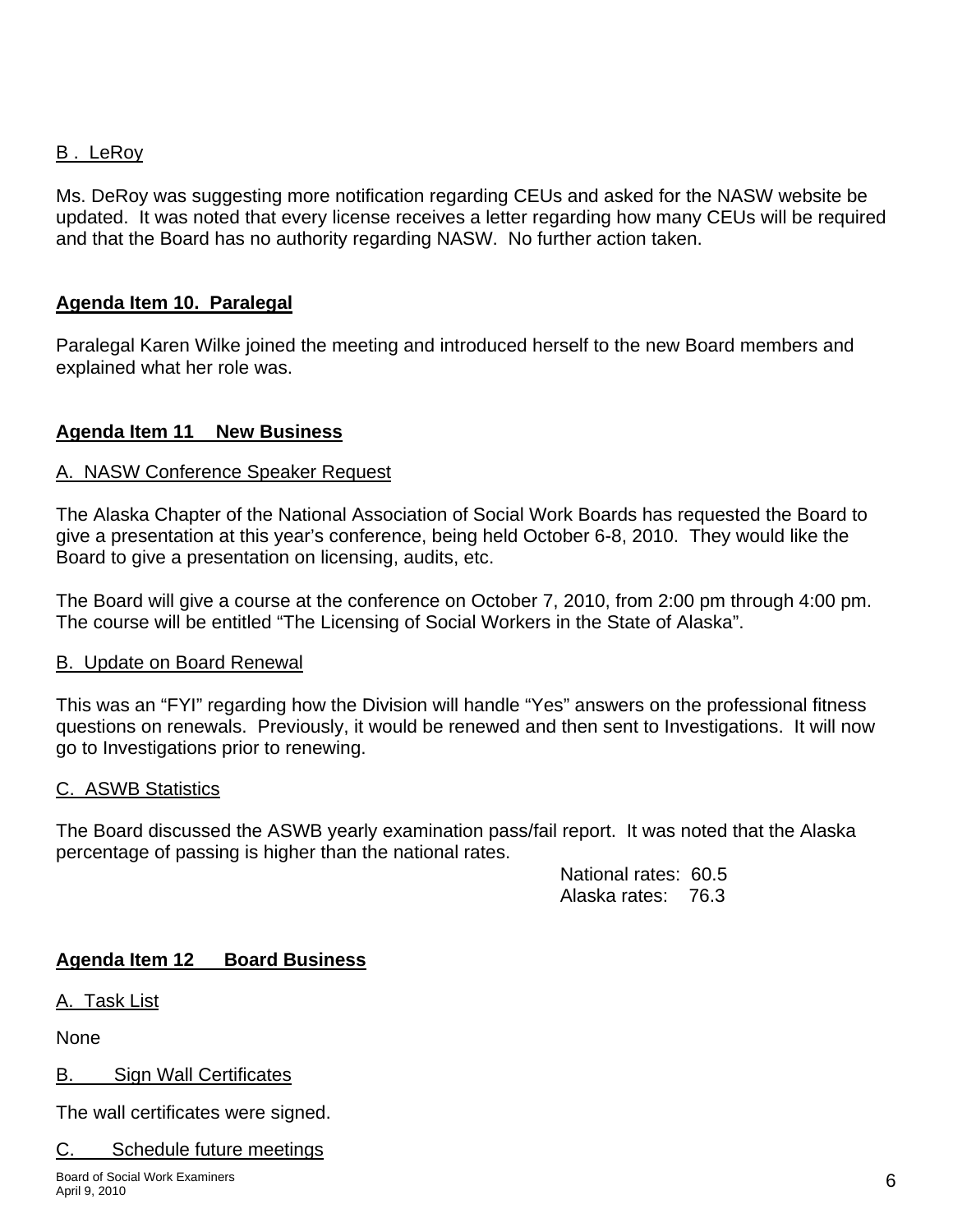B . LeRoy

Ms. DeRoy was suggesting more notification regarding CEUs and asked for the NASW website be updated. It was noted that every license receives a letter regarding how many CEUs will be required and that the Board has no authority regarding NASW. No further action taken.

**Agenda Item 10. Paralegal**

Paralegal Karen Wilke joined the meeting and introduced herself to the new Board members and explained what her role was.

**Agenda Item 11 New Business**

A. NASW Conference Speaker Request

The Alaska Chapter of the National Association of Social Work Boards has requested the Board to give a presentation at this year's conference, being held October 6-8, 2010. They would like the Board to give a presentation on licensing, audits, etc.

The Board will give a course at the conference on October 7, 2010, from 2:00 pm through 4:00 pm. The course will be entitled "The Licensing of Social Workers in the State of Alaska".

B. Update on Board Renewal

This was an "FYI" regarding how the Division will handle "Yes" answers on the professional fitness questions on renewals. Previously, it would be renewed and then sent to Investigations. It will now go to Investigations prior to renewing.

C. ASWB Statistics

The Board discussed the ASWB yearly examination pass/fail report. It was noted that the Alaska percentage of passing is higher than the national rates.

National rates: 60.5
Alaska rates: 76.3

**Agenda Item 12 Board Business**

A. Task List

None

B. Sign Wall Certificates

The wall certificates were signed.

C. Schedule future meetings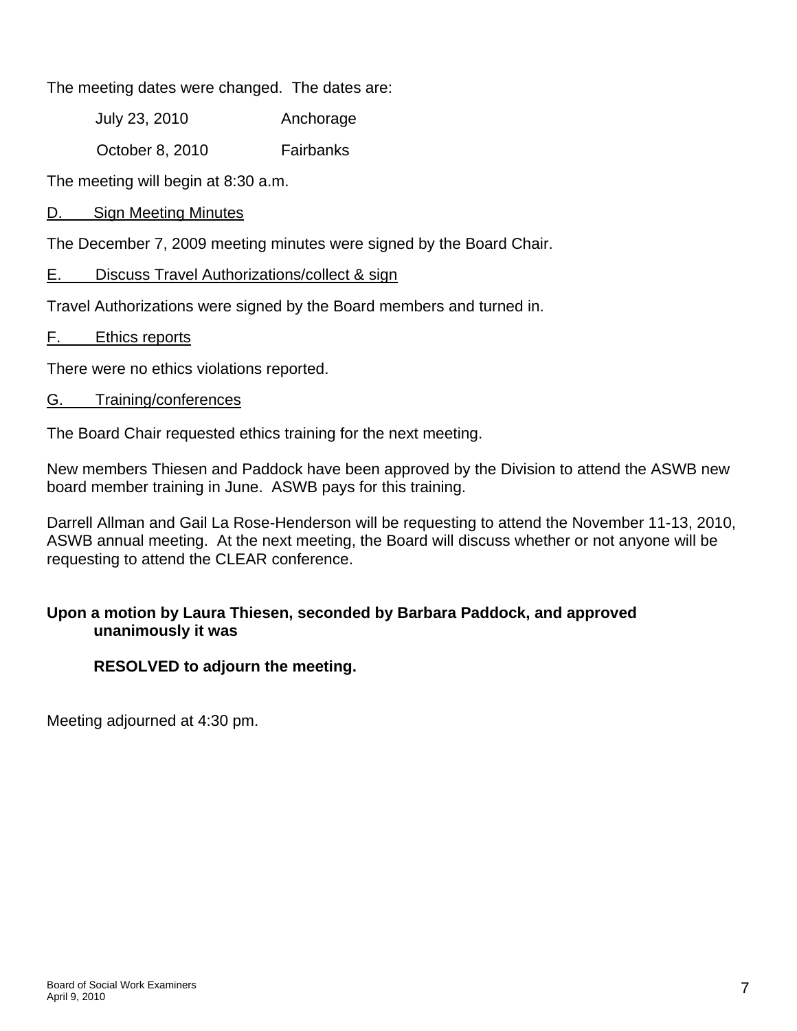The meeting dates were changed. The dates are:

| | |
|---|---|
| July 23, 2010 | Anchorage |
| October 8, 2010 | Fairbanks |

The meeting will begin at 8:30 a.m.

D. Sign Meeting Minutes

The December 7, 2009 meeting minutes were signed by the Board Chair.

E. Discuss Travel Authorizations/collect & sign

Travel Authorizations were signed by the Board members and turned in.

F. Ethics reports

There were no ethics violations reported.

G. Training/conferences

The Board Chair requested ethics training for the next meeting.

New members Thiesen and Paddock have been approved by the Division to attend the ASWB new board member training in June. ASWB pays for this training.

Darrell Allman and Gail La Rose-Henderson will be requesting to attend the November 11-13, 2010, ASWB annual meeting. At the next meeting, the Board will discuss whether or not anyone will be requesting to attend the CLEAR conference.

**Upon a motion by Laura Thiesen, seconded by Barbara Paddock, and approved unanimously it was**

**RESOLVED to adjourn the meeting.**

Meeting adjourned at 4:30 pm.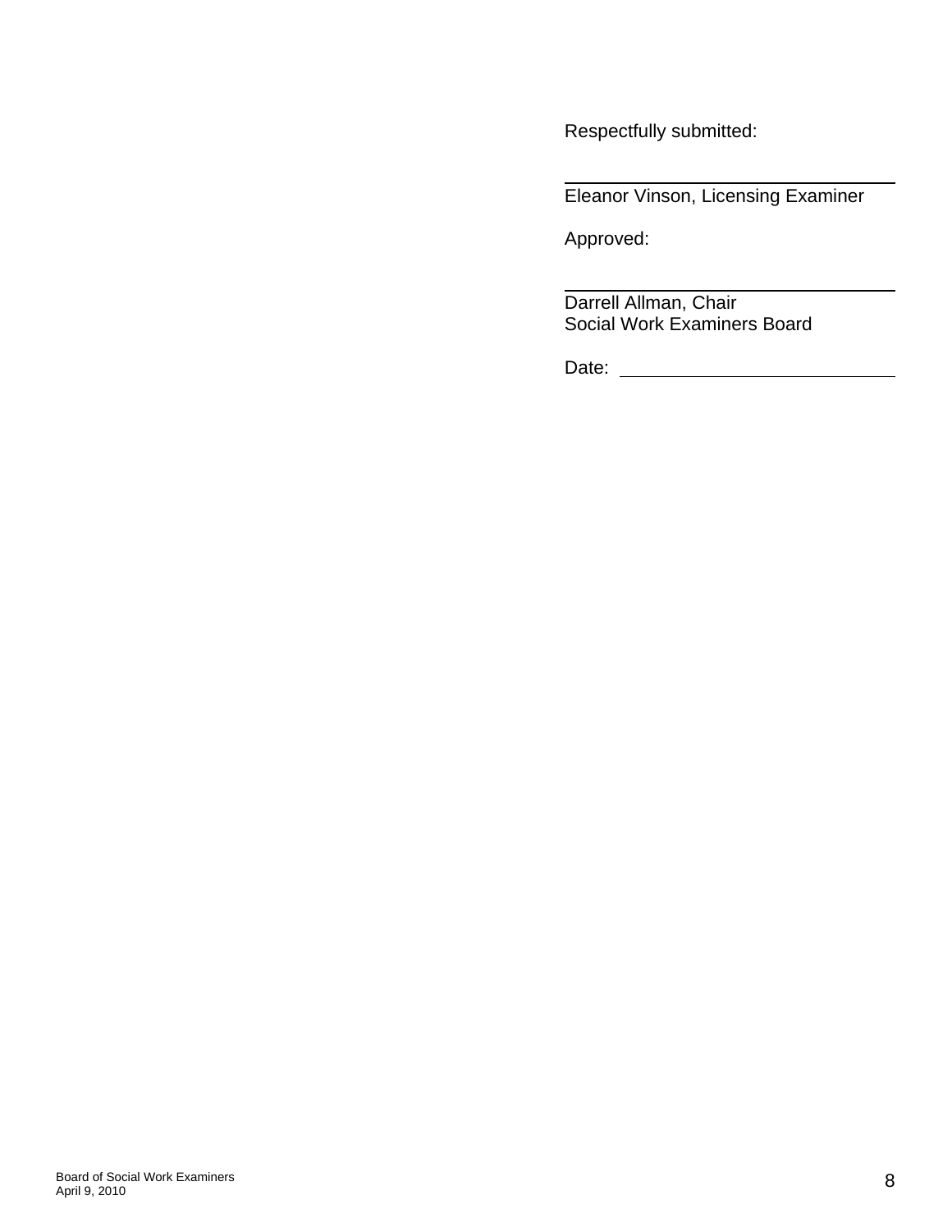Respectfully submitted:

\_\_\_\_\_\_\_\_\_\_\_\_\_\_\_\_\_\_\_\_\_\_\_\_\_\_\_\_\_\_

Eleanor Vinson, Licensing Examiner

Approved:

\_\_\_\_\_\_\_\_\_\_\_\_\_\_\_\_\_\_\_\_\_\_\_\_\_\_\_\_\_\_

Darrell Allman, Chair
Social Work Examiners Board

Date: \_\_\_\_\_\_\_\_\_\_\_\_\_\_\_\_\_\_\_\_\_\_\_\_\_